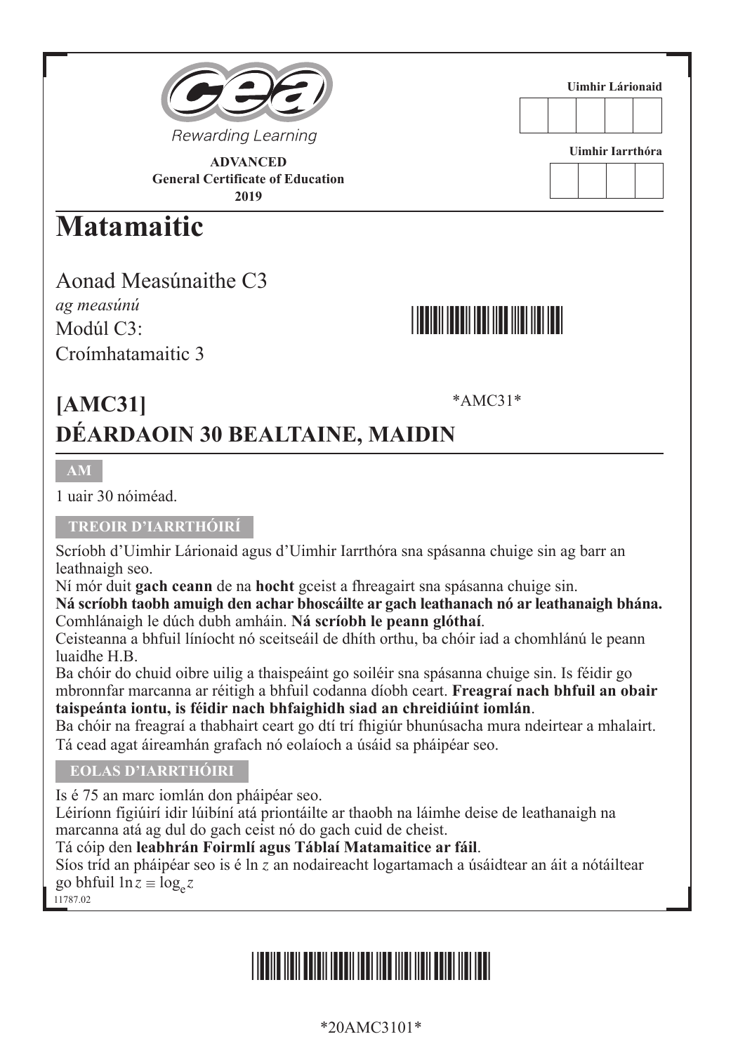Rewarding Learning

**ADVANCED**
**General Certificate of Education**
**2019**

**Uimhir Lárionaid**

**Uimhir Iarrthóra**

# Matamaitic

Aonad Measúnaithe C3

*ag measúnú*

Modúl C3:

Croímhatamaitic 3

## [AMC31]

*AMC31*

## DÉARDAOIN 30 BEALTAINE, MAIDIN

**AM**

1 uair 30 nóiméad.

**TREOIR D'IARRTHÓIRÍ**

Scríobh d'Uimhir Lárionaid agus d'Uimhir Iarrthóra sna spásanna chuige sin ag barr an leathnaigh seo.

Ní mór duit **gach ceann** de na **hocht** gceist a fhreagairt sna spásanna chuige sin.

**Ná scríobh taobh amuigh den achar bhoscáilte ar gach leathanach nó ar leathanaigh bhána.**

Comhlánaigh le dúch dubh amháin. **Ná scríobh le peann glóthaí**.

Ceisteanna a bhfuil líníocht nó sceitseáil de dhíth orthu, ba chóir iad a chomhlánú le peann luaidhe H.B.

Ba chóir do chuid oibre uilig a thaispeáint go soiléir sna spásanna chuige sin. Is féidir go mbronnfar marcanna ar réitigh a bhfuil codanna díobh ceart. **Freagraí nach bhfuil an obair taispeánta iontu, is féidir nach bhfaighidh siad an chreidiúint iomlán**.

Ba chóir na freagraí a thabhairt ceart go dtí trí fhigiúr bhunúsacha mura ndeirtear a mhalairt.

Tá cead agat áireamhán grafach nó eolaíoch a úsáid sa pháipéar seo.

**EOLAS D'IARRTHÓIRI**

Is é 75 an marc iomlán don pháipéar seo.

Léiríonn figiúirí idir lúibíní atá priontáilte ar thaobh na láimhe deise de leathanaigh na marcanna atá ag dul do gach ceist nó do gach cuid de cheist.

Tá cóip den **leabhrán Foirmlí agus Táblaí Matamaitice ar fáil**.

Síos tríd an pháipéar seo is é ln $z$ an nodaireacht logartamach a úsáidtear an áit a nótáiltear go bhfuil $\ln z \equiv \log_e z$

11787.02

*20AMC3101*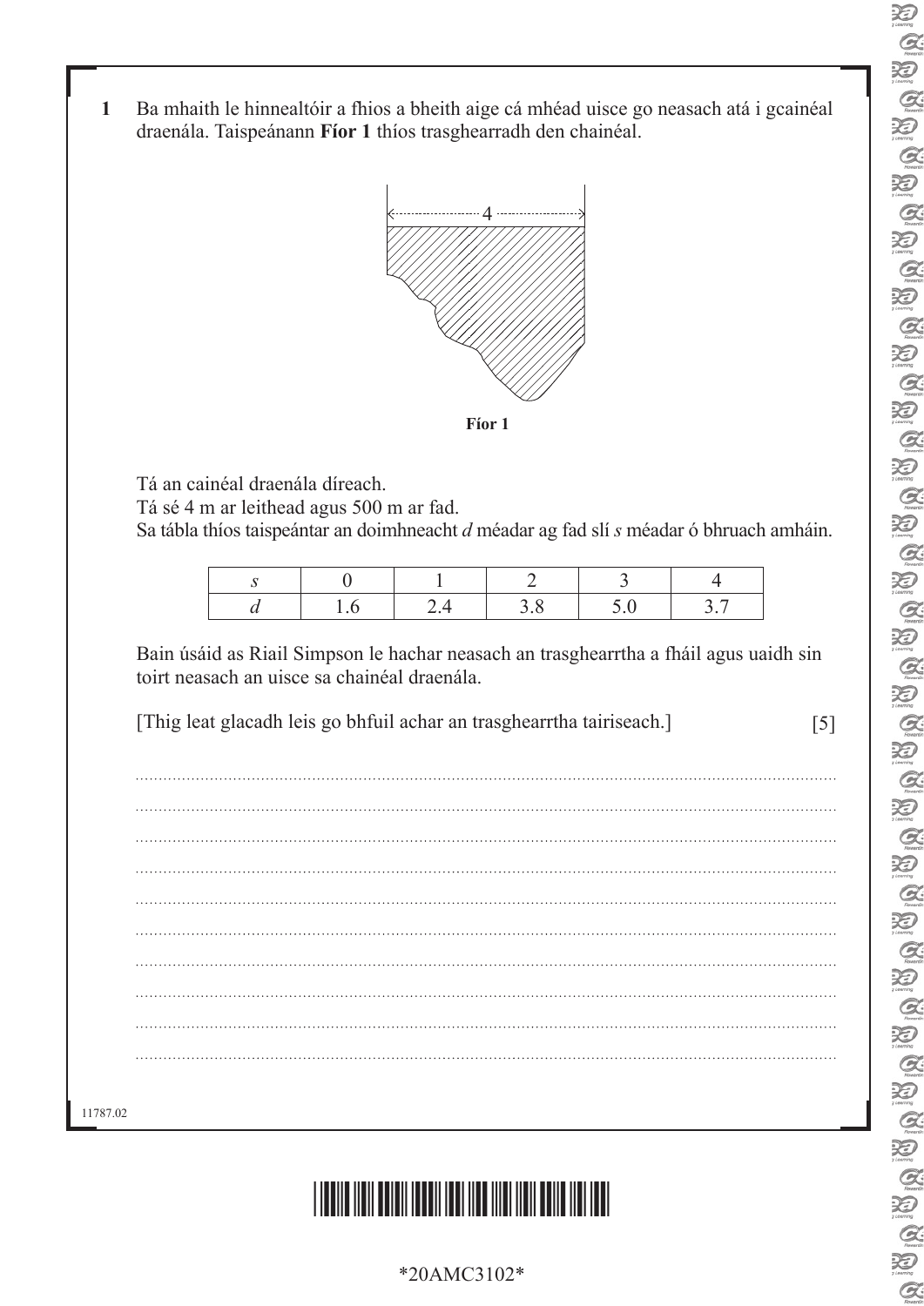**1** Ba mhaith le hinnealtóir a fhios a bheith aige cá mhéad uisce go neasach atá i gcainéal draenála. Taispeánann **Fíor 1** thíos trasghearradh den chainéal.

**Fíor 1**

Tá an cainéal draenála díreach.
Tá sé 4 m ar leithead agus 500 m ar fad.
Sa tábla thíos taispeántar an doimhneacht $d$ méadar ag fad slí $s$ méadar ó bhruach amháin.

| $s$ | 0 | 1 | 2 | 3 | 4 |
|---|---|---|---|---|---|
| $d$ | 1.6 | 2.4 | 3.8 | 5.0 | 3.7 |

Bain úsáid as Riail Simpson le hachar neasach an trasghearrtha a fháil agus uaidh sin toirt neasach an uisce sa chainéal draenála.

[Thig leat glacadh leis go bhfuil achar an trasghearrtha tairiseach.] [5]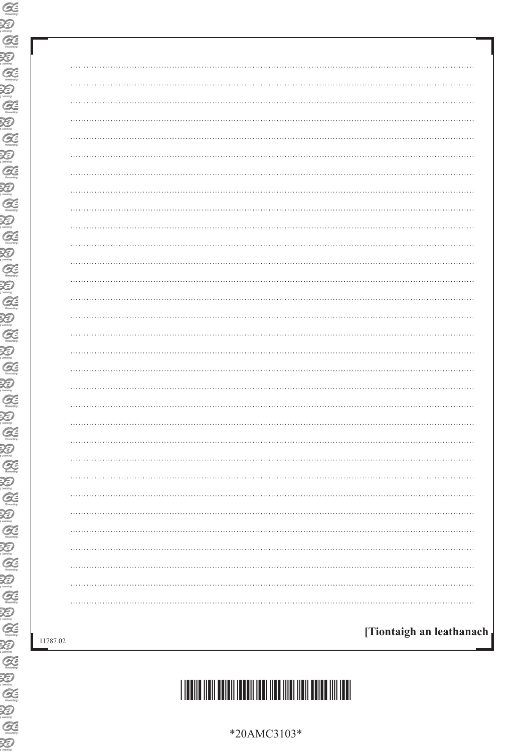[Tiontaigh an leathanach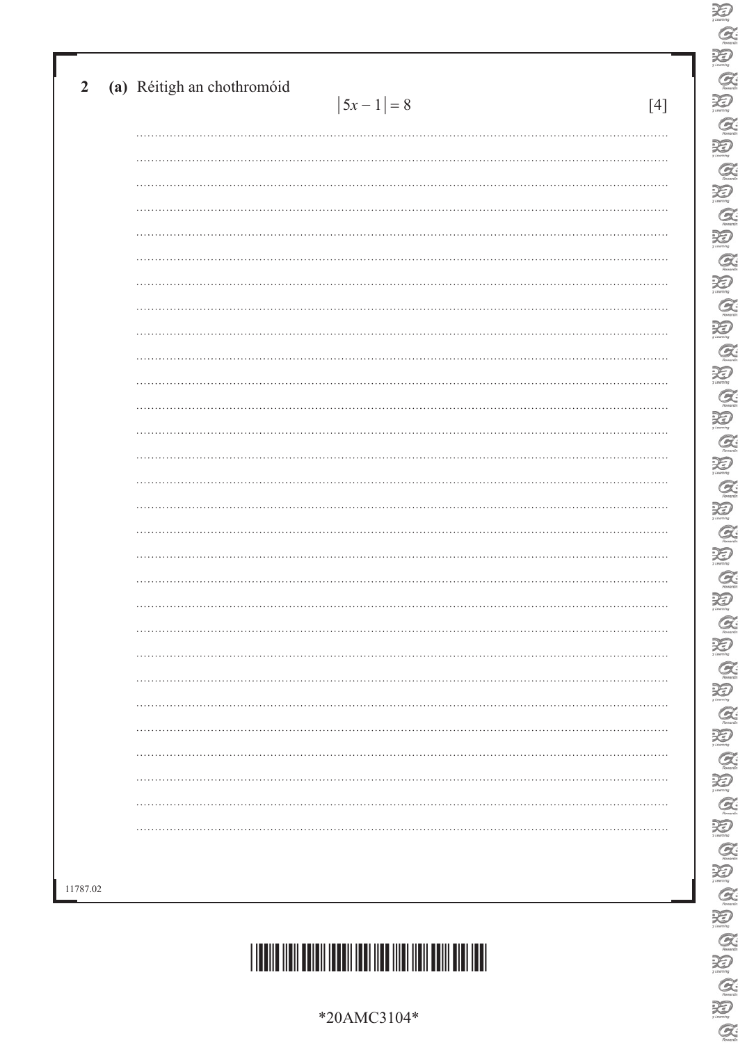**2** **(a)** Réitigh an chothromóid

$$|5x - 1| = 8$$

[4]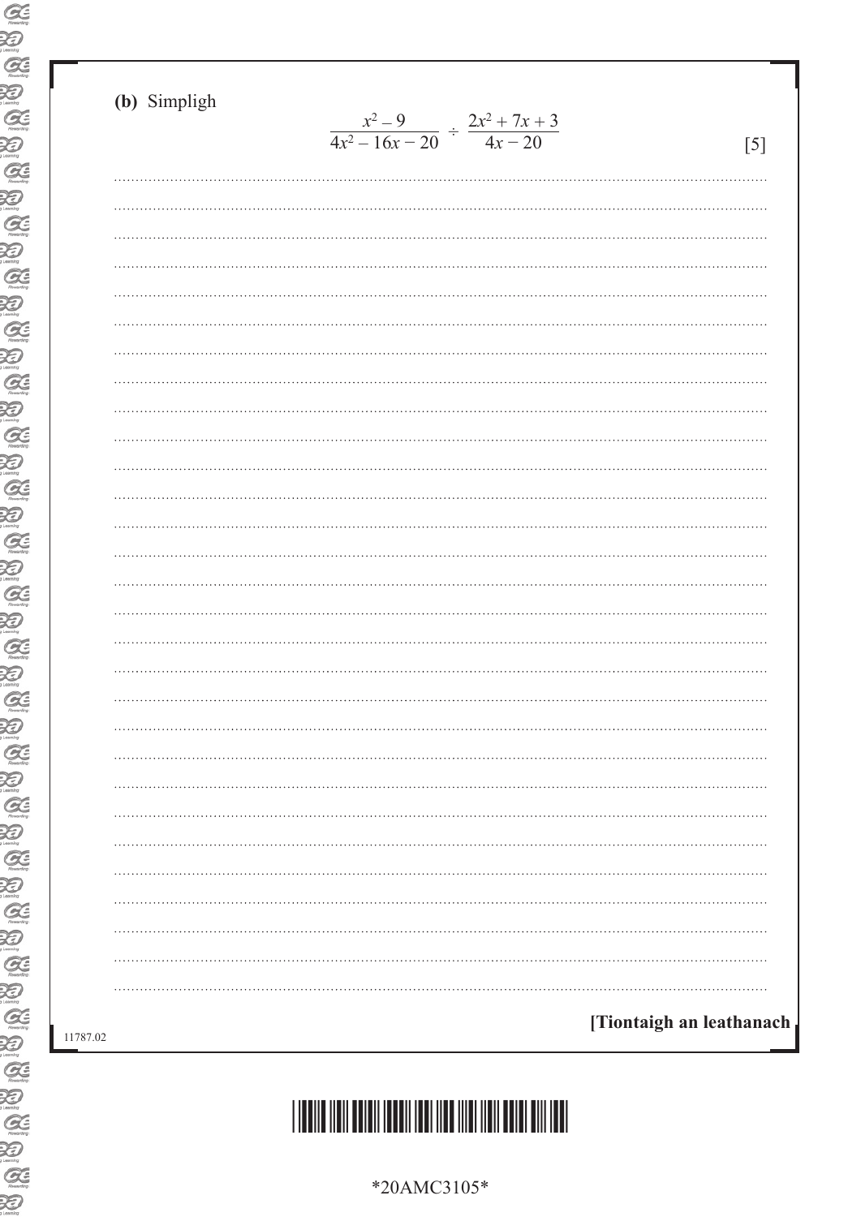**(b)** Simpligh

$$\frac{x^2 - 9}{4x^2 - 16x - 20} \div \frac{2x^2 + 7x + 3}{4x - 20}$$

[5]

**[Tiontaigh an leathanach**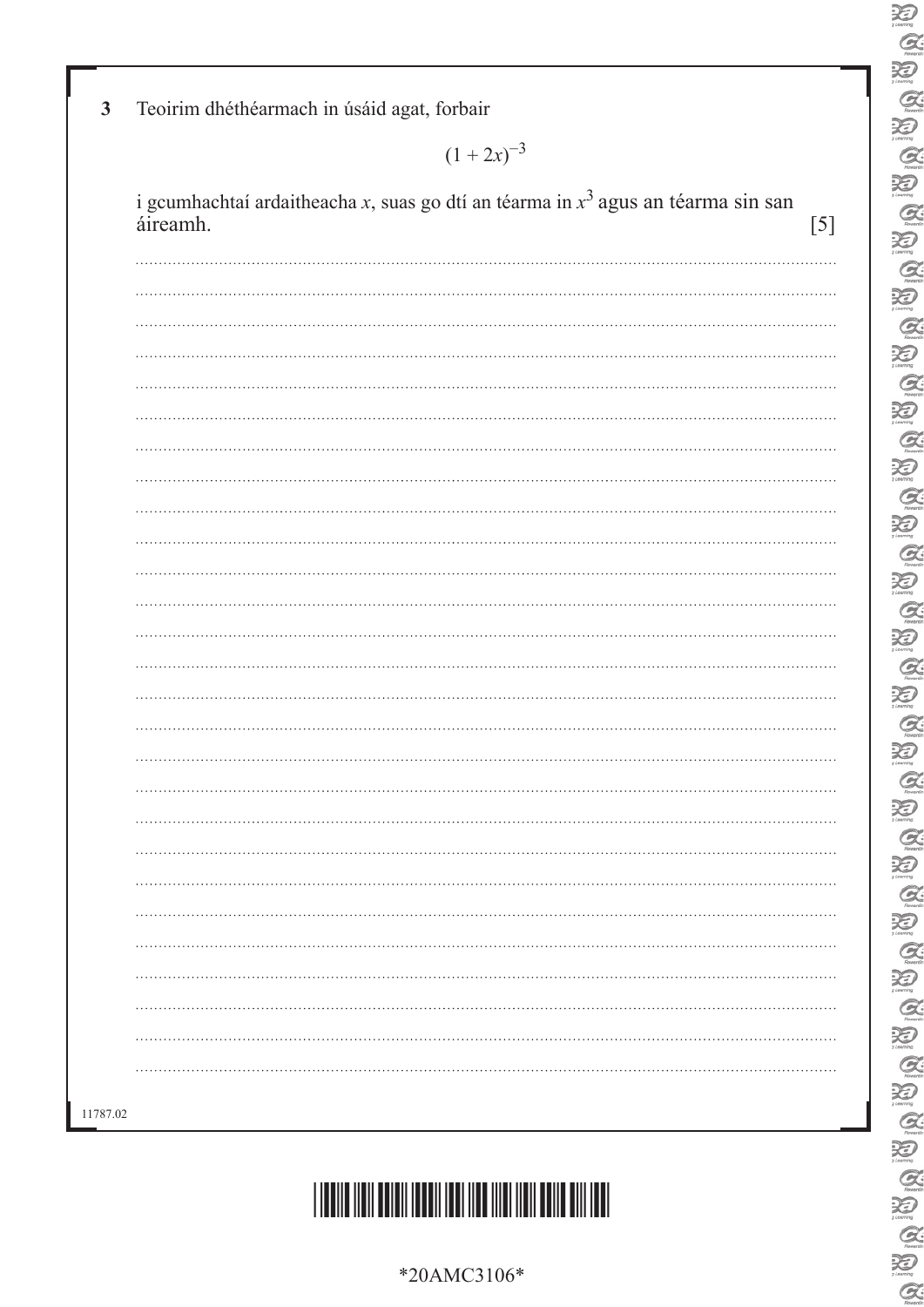**3** Teoirim dhéthéarmach in úsáid agat, forbair

$$(1 + 2x)^{-3}$$

i gcumhachtaí ardaitheacha $x$, suas go dtí an téarma in $x^3$ agus an téarma sin san áireamh. [5]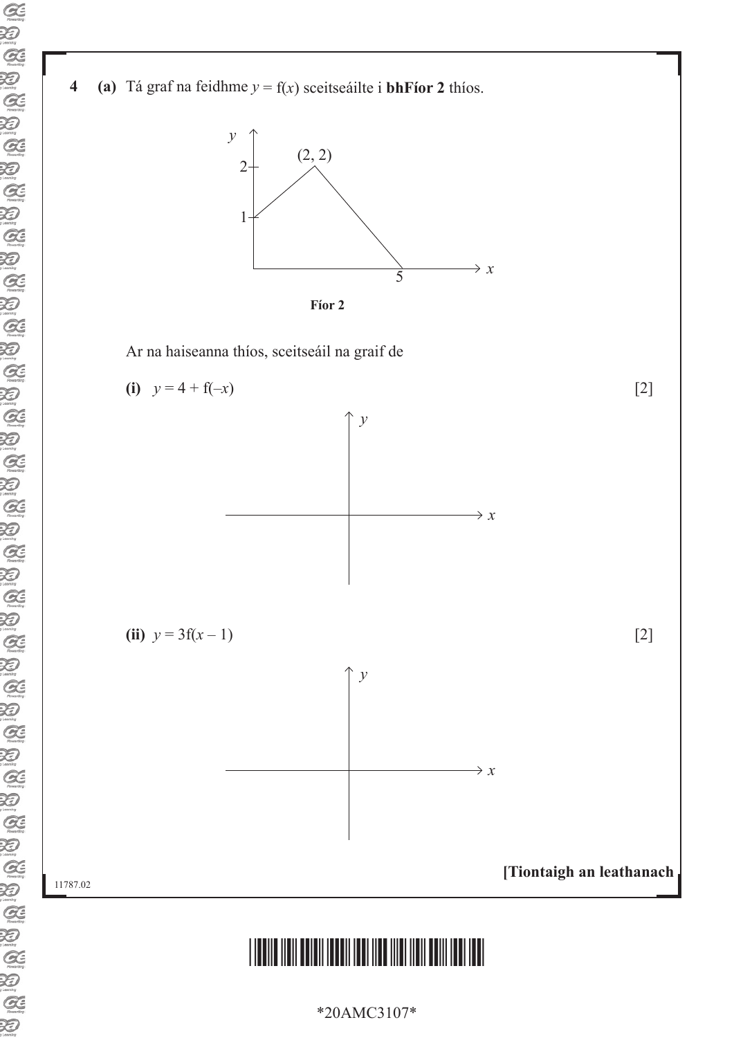**4** **(a)** Tá graf na feidhme $y = \mathrm{f}(x)$ sceitseáilte i **bhFíor 2** thíos.

**Fíor 2**

Ar na haiseanna thíos, sceitseáil na graif de

**(i)** $y = 4 + \mathrm{f}(-x)$ [2]

**(ii)** $y = 3\mathrm{f}(x - 1)$ [2]

**[Tiontaigh an leathanach**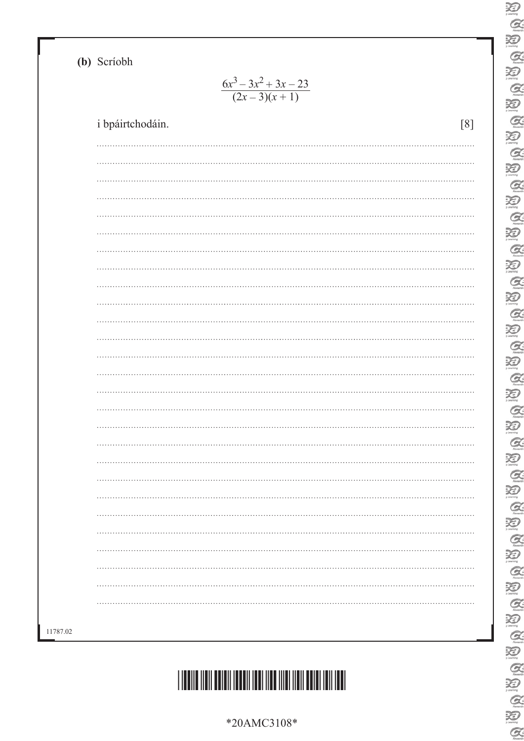**(b)** Scríobh

$$\frac{6x^3 - 3x^2 + 3x - 23}{(2x - 3)(x + 1)}$$

i bpáirtchodáin. [8]

11787.02

*20AMC3108*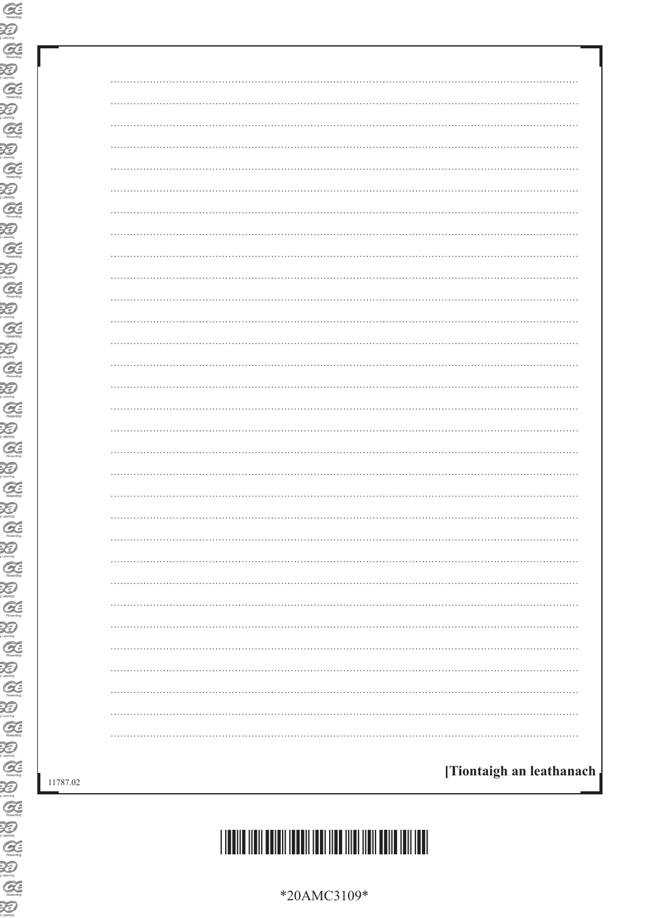[Tiontaigh an leathanach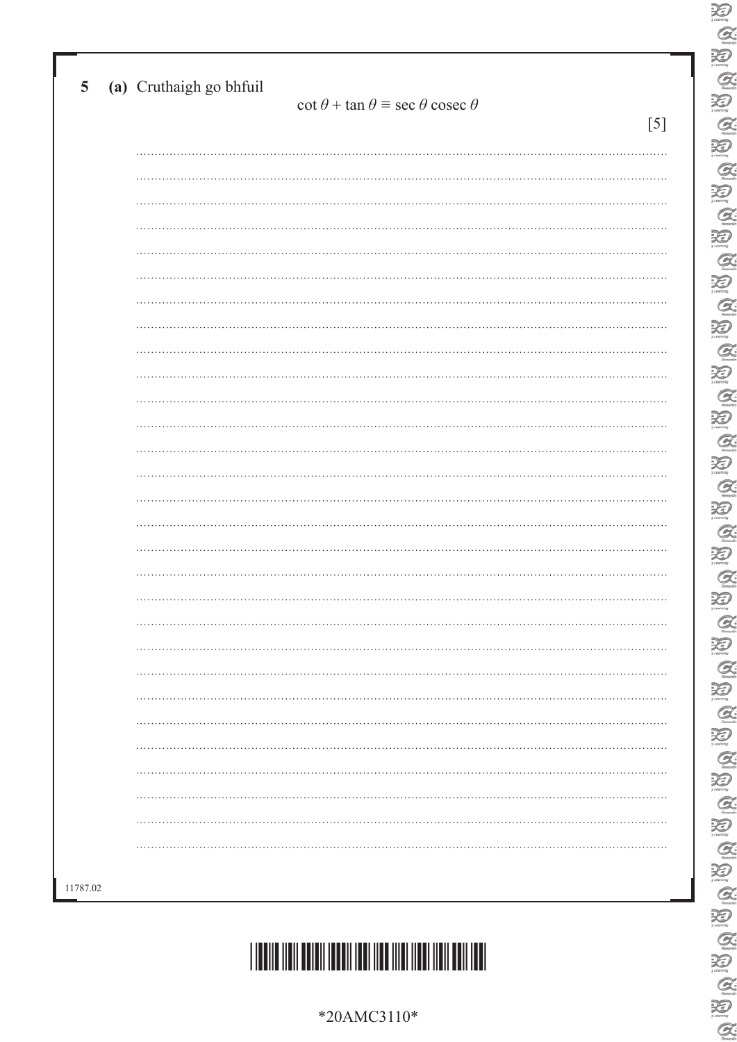**5 (a)** Cruthaigh go bhfuil

$$\cot \theta + \tan \theta \equiv \sec \theta \operatorname{cosec} \theta$$

[5]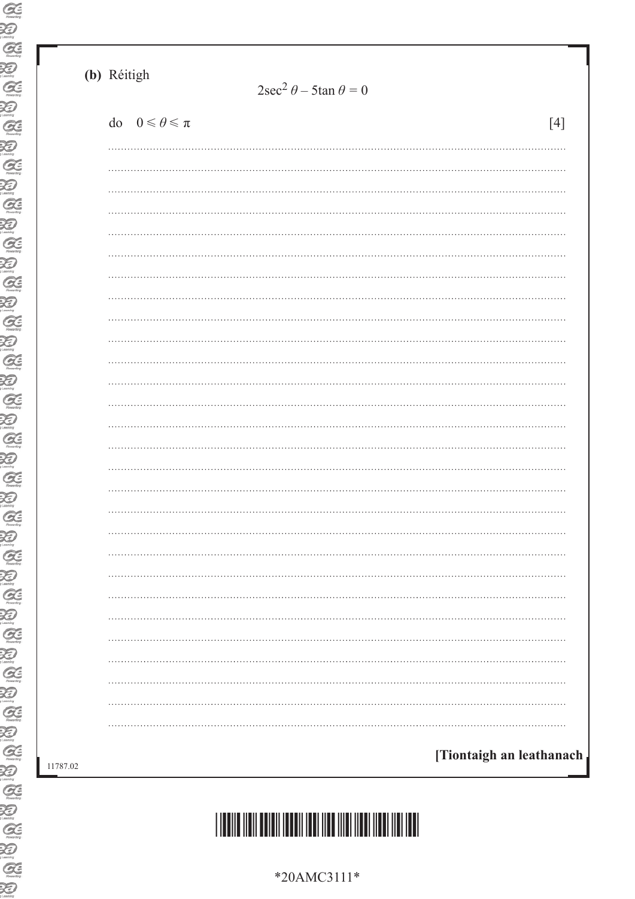**(b)** Réitigh

$$2\sec^2 \theta - 5\tan \theta = 0$$

do $0 \leqslant \theta \leqslant \pi$ [4]

[Tiontaigh an leathanach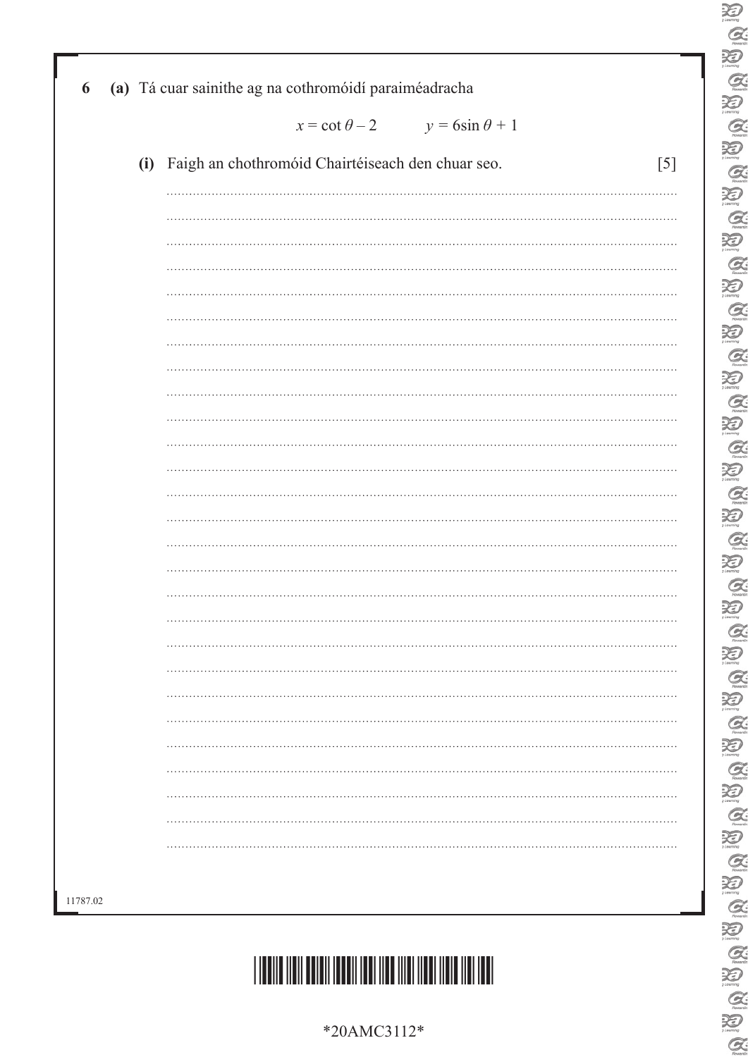**6** **(a)** Tá cuar sainithe ag na cothromóidí paraiméadracha

$$x = \cot \theta - 2 \qquad y = 6\sin \theta + 1$$

**(i)** Faigh an chothromóid Chairtéiseach den chuar seo. [5]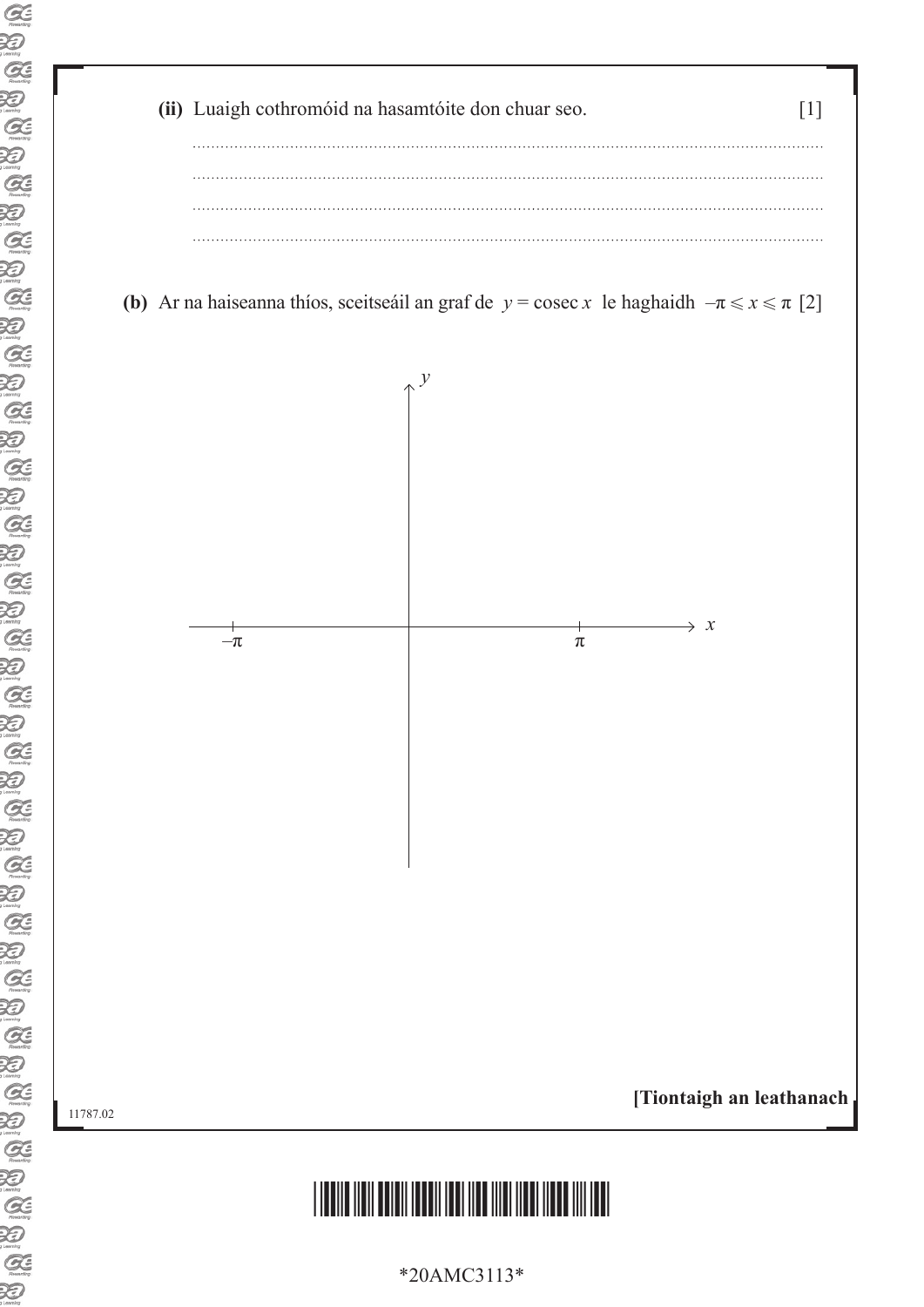**(ii)** Luaigh cothromóid na hasamtóite don chuar seo. [1]

**(b)** Ar na haiseanna thíos, sceitseáil an graf de $y = \text{cosec}\, x$ le haghaidh $-\pi \leqslant x \leqslant \pi$ [2]

[Tiontaigh an leathanach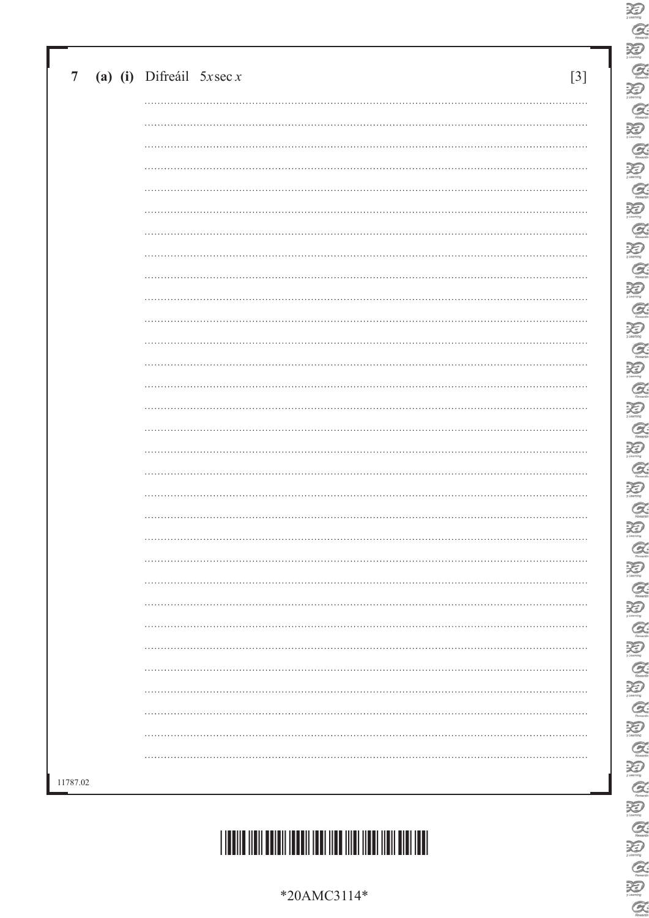**7 (a) (i)** Difreáil $5x\sec x$ [3]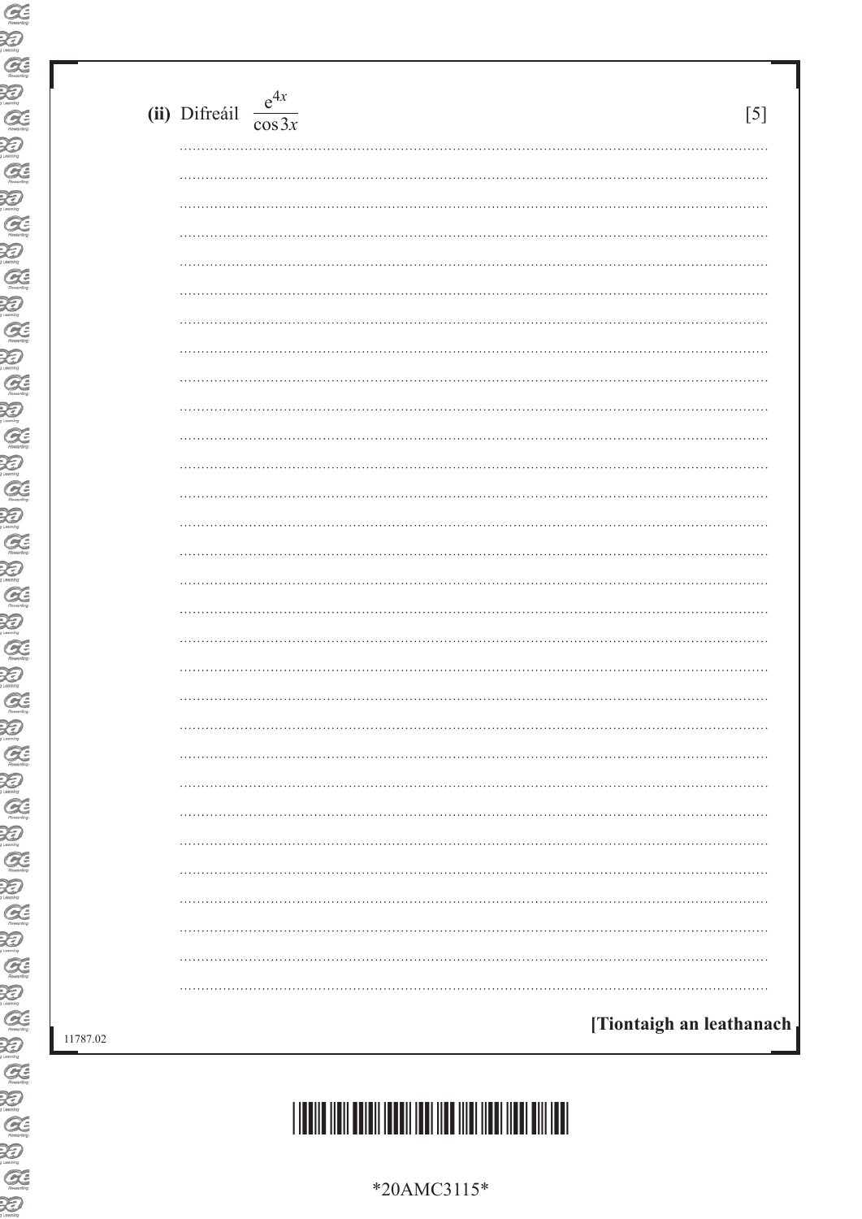**(ii)** Difreáil $\dfrac{e^{4x}}{\cos 3x}$ [5]

**[Tiontaigh an leathanach**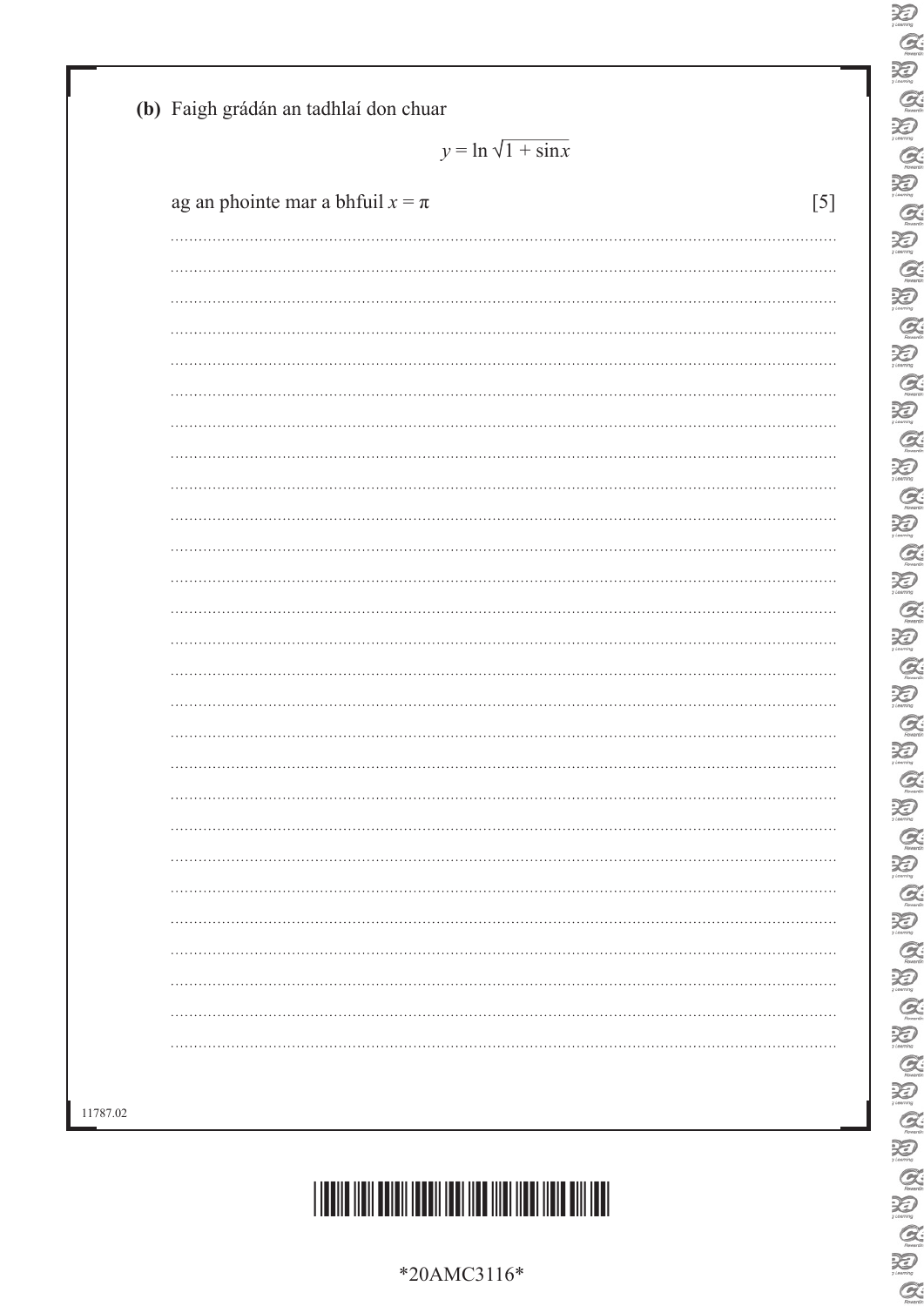**(b)** Faigh grádán an tadhlaí don chuar

$$y = \ln \sqrt{1 + \sin x}$$

ag an phointe mar a bhfuil $x = \pi$ [5]

11787.02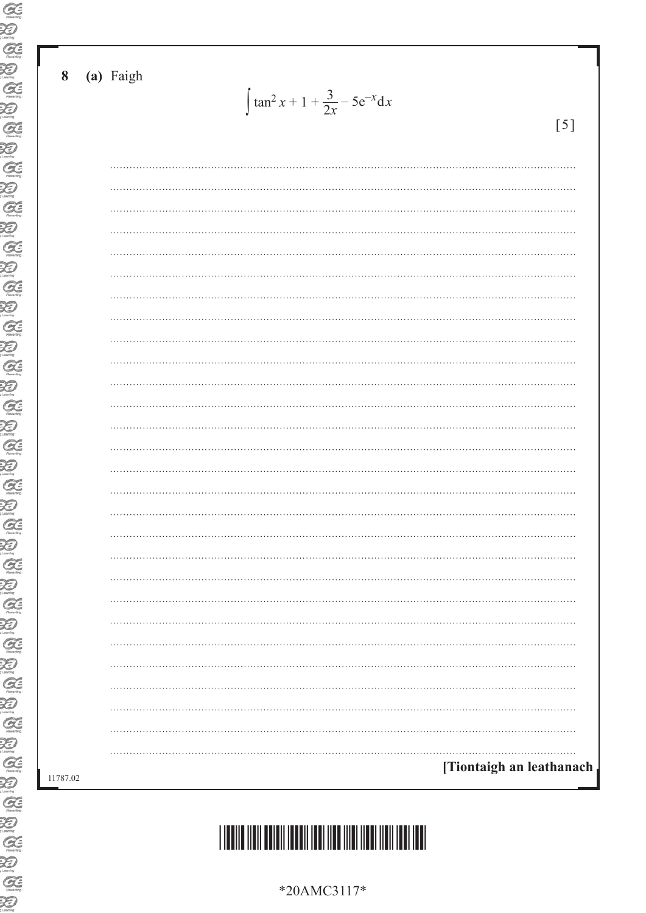**8** **(a)** Faigh

$$\int \tan^2 x + 1 + \frac{3}{2x} - 5e^{-x} \mathrm{d}x$$

[5]

**[Tiontaigh an leathanach**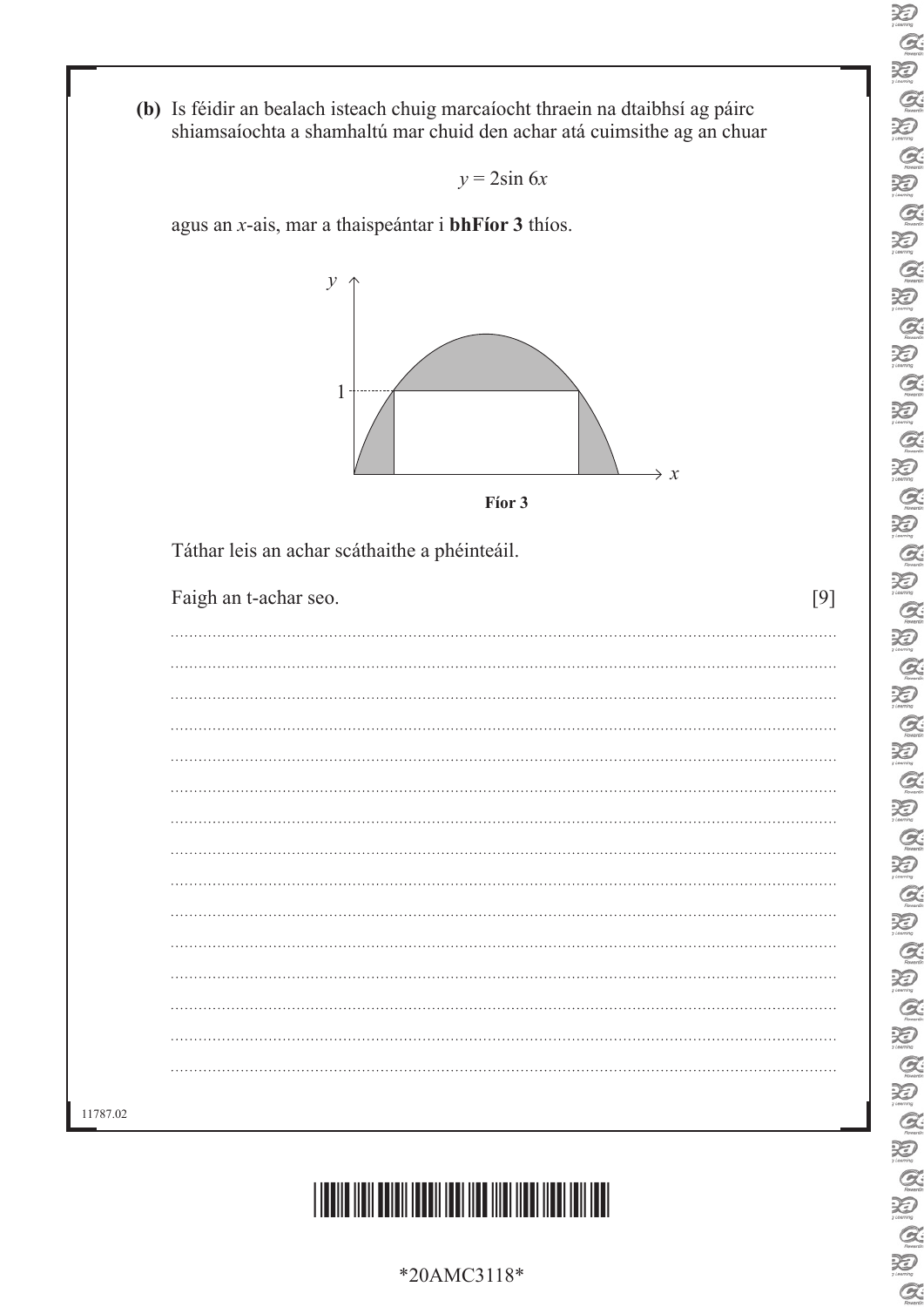**(b)** Is féidir an bealach isteach chuig marcaíocht thraein na dtaibhsí ag páirc shiamsaíochta a shamhaltú mar chuid den achar atá cuimsithe ag an chuar

$$y = 2\sin 6x$$

agus an $x$-ais, mar a thaispeántar i **bhFíor 3** thíos.

**Fíor 3**

Táthar leis an achar scáthaithe a phéinteáil.

Faigh an t-achar seo. [9]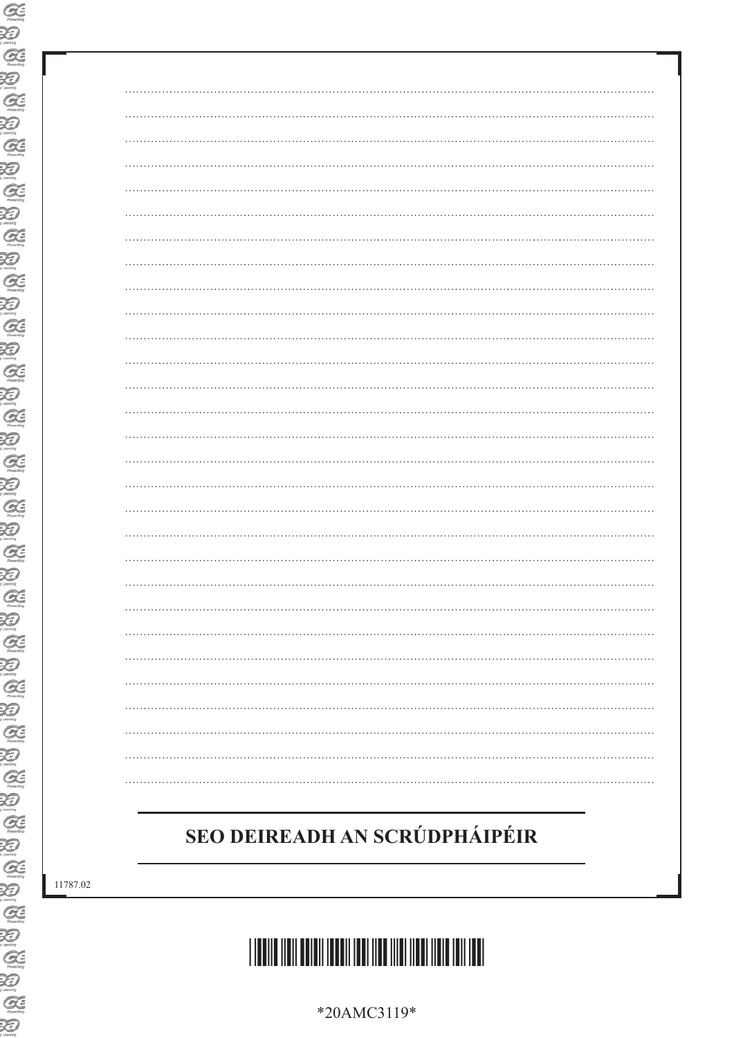**SEO DEIREADH AN SCRÚDPHÁIPÉIR**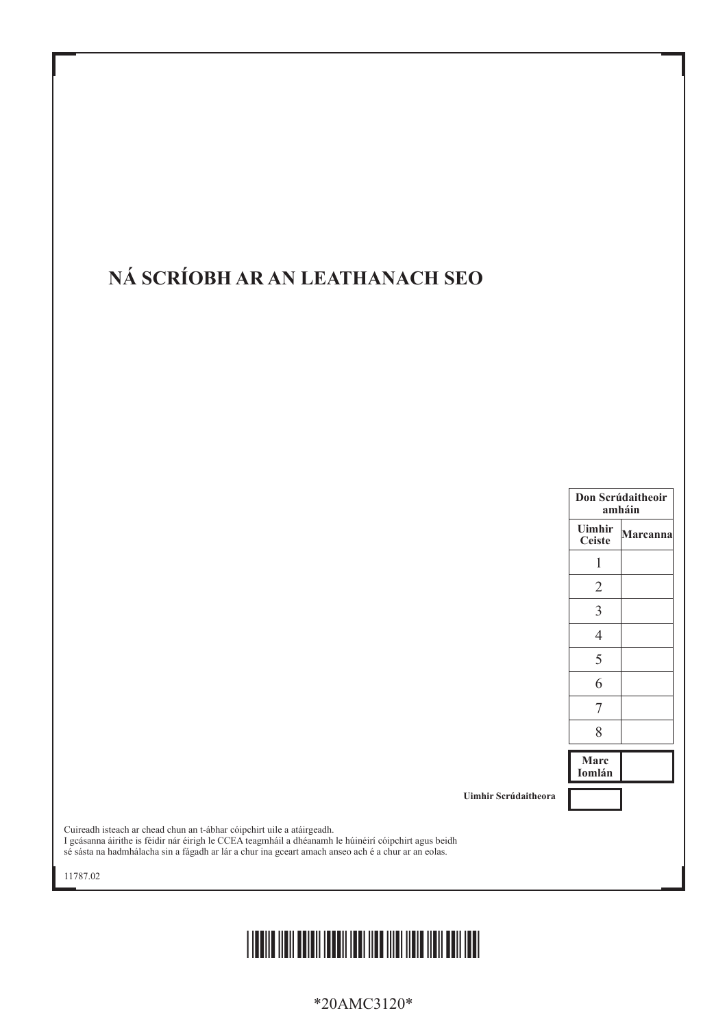# NÁ SCRÍOBH AR AN LEATHANACH SEO

| Don Scrúdaitheoir amháin | |
|---|---|
| **Uimhir Ceiste** | **Marcanna** |
| 1 | |
| 2 | |
| 3 | |
| 4 | |
| 5 | |
| 6 | |
| 7 | |
| 8 | |
| **Marc Iomlán** | |

**Uimhir Scrúdaitheora**

Cuireadh isteach ar chead chun an t-ábhar cóipchirt uile a atáirgeadh.
I gcásanna áirithe is féidir nár éirigh le CCEA teagmháil a dhéanamh le húinéirí cóipchirt agus beidh sé sásta na hadmhálacha sin a fágadh ar lár a chur ina gceart amach anseo ach é a chur ar an eolas.

11787.02

*20AMC3120*